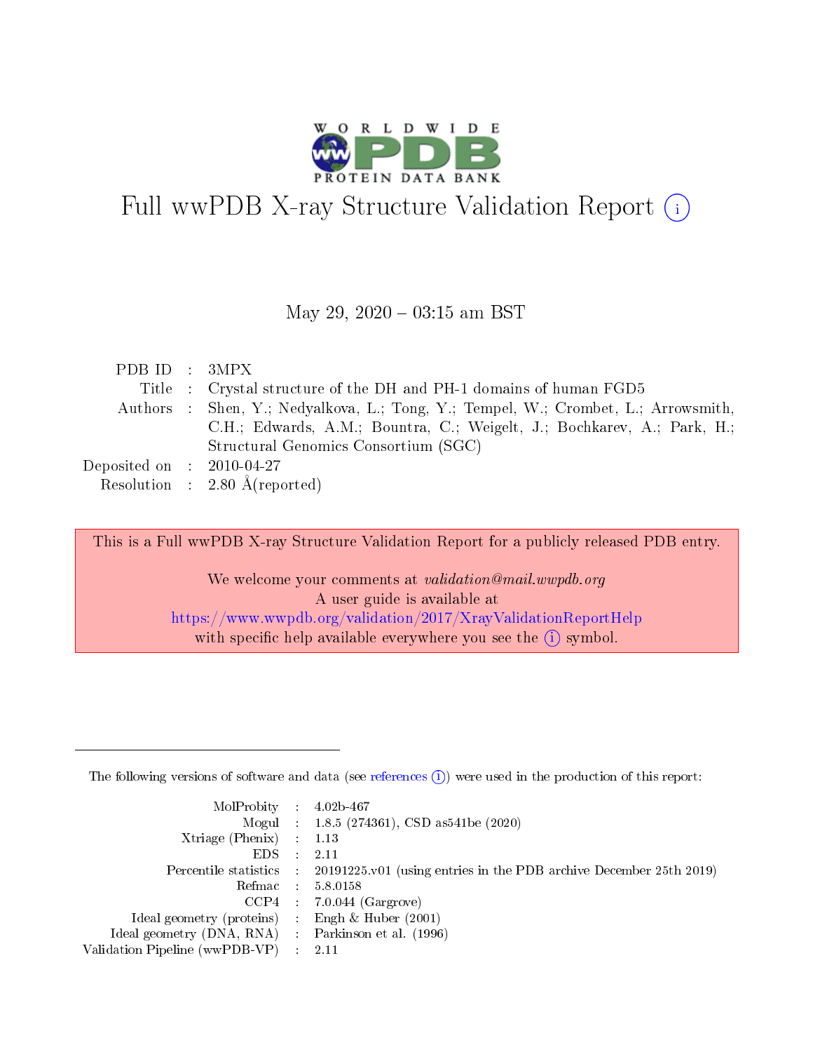# Full wwPDB X-ray Structure Validation Report (i)

May 29, 2020 – 03:15 am BST

| | | |
|---|---|---|
| PDB ID | : | 3MPX |
| Title | : | Crystal structure of the DH and PH-1 domains of human FGD5 |
| Authors | : | Shen, Y.; Nedyalkova, L.; Tong, Y.; Tempel, W.; Crombet, L.; Arrowsmith, C.H.; Edwards, A.M.; Bountra, C.; Weigelt, J.; Bochkarev, A.; Park, H.; Structural Genomics Consortium (SGC) |
| Deposited on | : | 2010-04-27 |
| Resolution | : | 2.80 Å(reported) |

This is a Full wwPDB X-ray Structure Validation Report for a publicly released PDB entry.

We welcome your comments at *validation@mail.wwpdb.org*
A user guide is available at
https://www.wwpdb.org/validation/2017/XrayValidationReportHelp
with specific help available everywhere you see the (i) symbol.

---

The following versions of software and data (see references (i)) were used in the production of this report:

| | | |
|---|---|---|
| MolProbity | : | 4.02b-467 |
| Mogul | : | 1.8.5 (274361), CSD as541be (2020) |
| Xtriage (Phenix) | : | 1.13 |
| EDS | : | 2.11 |
| Percentile statistics | : | 20191225.v01 (using entries in the PDB archive December 25th 2019) |
| Refmac | : | 5.8.0158 |
| CCP4 | : | 7.0.044 (Gargrove) |
| Ideal geometry (proteins) | : | Engh & Huber (2001) |
| Ideal geometry (DNA, RNA) | : | Parkinson et al. (1996) |
| Validation Pipeline (wwPDB-VP) | : | 2.11 |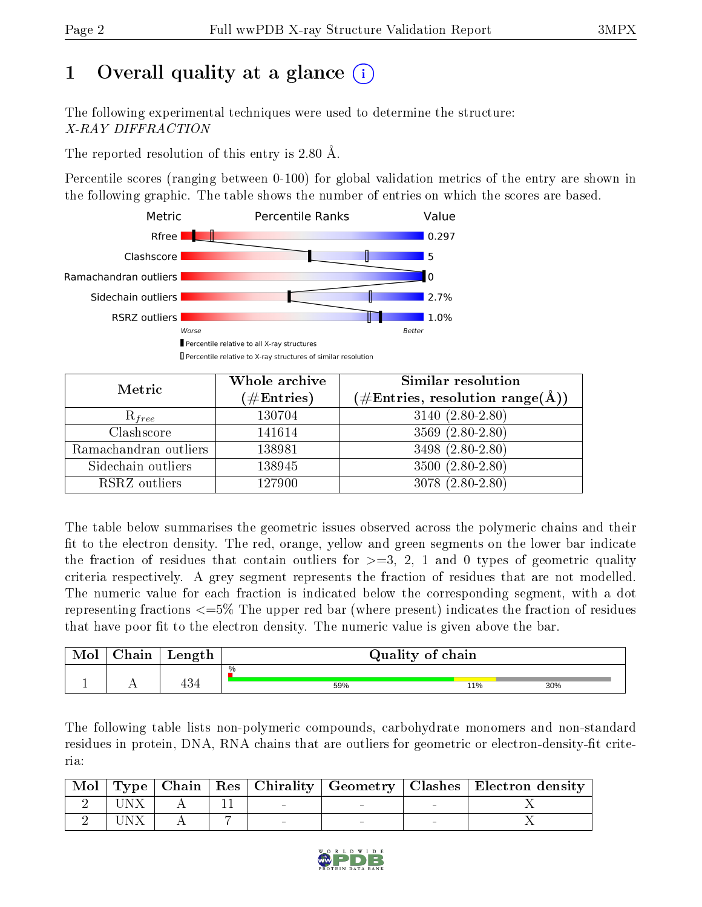# 1 Overall quality at a glance (i)

The following experimental techniques were used to determine the structure:
*X-RAY DIFFRACTION*

The reported resolution of this entry is 2.80 Å.

Percentile scores (ranging between 0-100) for global validation metrics of the entry are shown in the following graphic. The table shows the number of entries on which the scores are based.

| Metric | Value |
|---|---|
| Rfree | 0.297 |
| Clashscore | 5 |
| Ramachandran outliers | 0 |
| Sidechain outliers | 2.7% |
| RSRZ outliers | 1.0% |

Worse — Better

▮ Percentile relative to all X-ray structures
▯ Percentile relative to X-ray structures of similar resolution

| Metric | Whole archive (#Entries) | Similar resolution (#Entries, resolution range(Å)) |
|---|---|---|
| $R_{free}$ | 130704 | 3140 (2.80-2.80) |
| Clashscore | 141614 | 3569 (2.80-2.80) |
| Ramachandran outliers | 138981 | 3498 (2.80-2.80) |
| Sidechain outliers | 138945 | 3500 (2.80-2.80) |
| RSRZ outliers | 127900 | 3078 (2.80-2.80) |

The table below summarises the geometric issues observed across the polymeric chains and their fit to the electron density. The red, orange, yellow and green segments on the lower bar indicate the fraction of residues that contain outliers for >=3, 2, 1 and 0 types of geometric quality criteria respectively. A grey segment represents the fraction of residues that are not modelled. The numeric value for each fraction is indicated below the corresponding segment, with a dot representing fractions <=5% The upper red bar (where present) indicates the fraction of residues that have poor fit to the electron density. The numeric value is given above the bar.

| Mol | Chain | Length | Quality of chain |
|---|---|---|---|
| 1 | A | 434 | % ; 59% ; 11% ; 30% |

The following table lists non-polymeric compounds, carbohydrate monomers and non-standard residues in protein, DNA, RNA chains that are outliers for geometric or electron-density-fit criteria:

| Mol | Type | Chain | Res | Chirality | Geometry | Clashes | Electron density |
|---|---|---|---|---|---|---|---|
| 2 | UNX | A | 11 | - | - | - | X |
| 2 | UNX | A | 7 | - | - | - | X |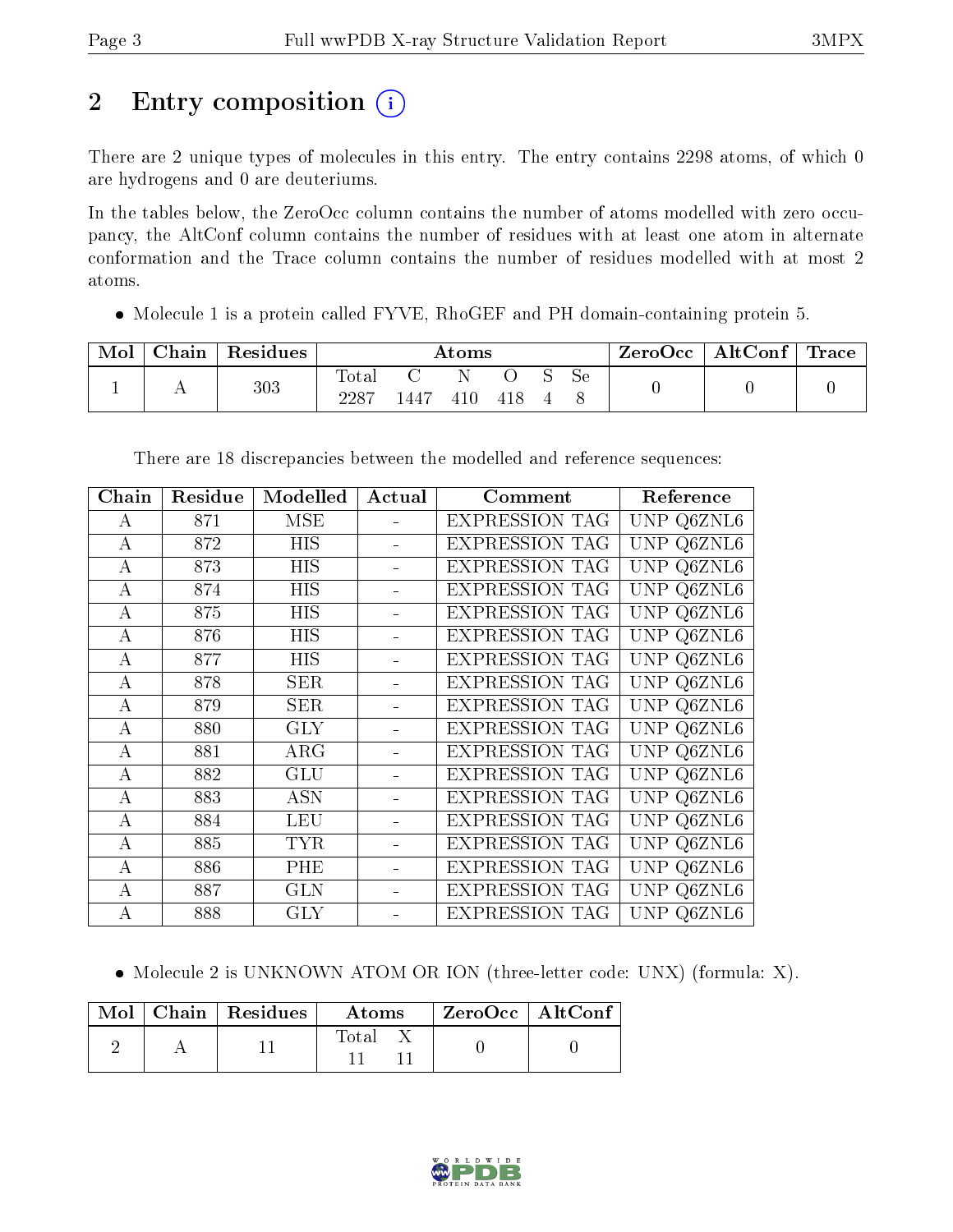# 2 Entry composition (i)

There are 2 unique types of molecules in this entry. The entry contains 2298 atoms, of which 0 are hydrogens and 0 are deuteriums.

In the tables below, the ZeroOcc column contains the number of atoms modelled with zero occupancy, the AltConf column contains the number of residues with at least one atom in alternate conformation and the Trace column contains the number of residues modelled with at most 2 atoms.

- Molecule 1 is a protein called FYVE, RhoGEF and PH domain-containing protein 5.

| Mol | Chain | Residues | Atoms | | | | | | ZeroOcc | AltConf | Trace |
|---|---|---|---|---|---|---|---|---|---|---|---|
| 1 | A | 303 | Total<br>2287 | C<br>1447 | N<br>410 | O<br>418 | S<br>4 | Se<br>8 | 0 | 0 | 0 |

There are 18 discrepancies between the modelled and reference sequences:

| Chain | Residue | Modelled | Actual | Comment | Reference |
|---|---|---|---|---|---|
| A | 871 | MSE | - | EXPRESSION TAG | UNP Q6ZNL6 |
| A | 872 | HIS | - | EXPRESSION TAG | UNP Q6ZNL6 |
| A | 873 | HIS | - | EXPRESSION TAG | UNP Q6ZNL6 |
| A | 874 | HIS | - | EXPRESSION TAG | UNP Q6ZNL6 |
| A | 875 | HIS | - | EXPRESSION TAG | UNP Q6ZNL6 |
| A | 876 | HIS | - | EXPRESSION TAG | UNP Q6ZNL6 |
| A | 877 | HIS | - | EXPRESSION TAG | UNP Q6ZNL6 |
| A | 878 | SER | - | EXPRESSION TAG | UNP Q6ZNL6 |
| A | 879 | SER | - | EXPRESSION TAG | UNP Q6ZNL6 |
| A | 880 | GLY | - | EXPRESSION TAG | UNP Q6ZNL6 |
| A | 881 | ARG | - | EXPRESSION TAG | UNP Q6ZNL6 |
| A | 882 | GLU | - | EXPRESSION TAG | UNP Q6ZNL6 |
| A | 883 | ASN | - | EXPRESSION TAG | UNP Q6ZNL6 |
| A | 884 | LEU | - | EXPRESSION TAG | UNP Q6ZNL6 |
| A | 885 | TYR | - | EXPRESSION TAG | UNP Q6ZNL6 |
| A | 886 | PHE | - | EXPRESSION TAG | UNP Q6ZNL6 |
| A | 887 | GLN | - | EXPRESSION TAG | UNP Q6ZNL6 |
| A | 888 | GLY | - | EXPRESSION TAG | UNP Q6ZNL6 |

- Molecule 2 is UNKNOWN ATOM OR ION (three-letter code: UNX) (formula: X).

| Mol | Chain | Residues | Atoms | | ZeroOcc | AltConf |
|---|---|---|---|---|---|---|
| 2 | A | 11 | Total<br>11 | X<br>11 | 0 | 0 |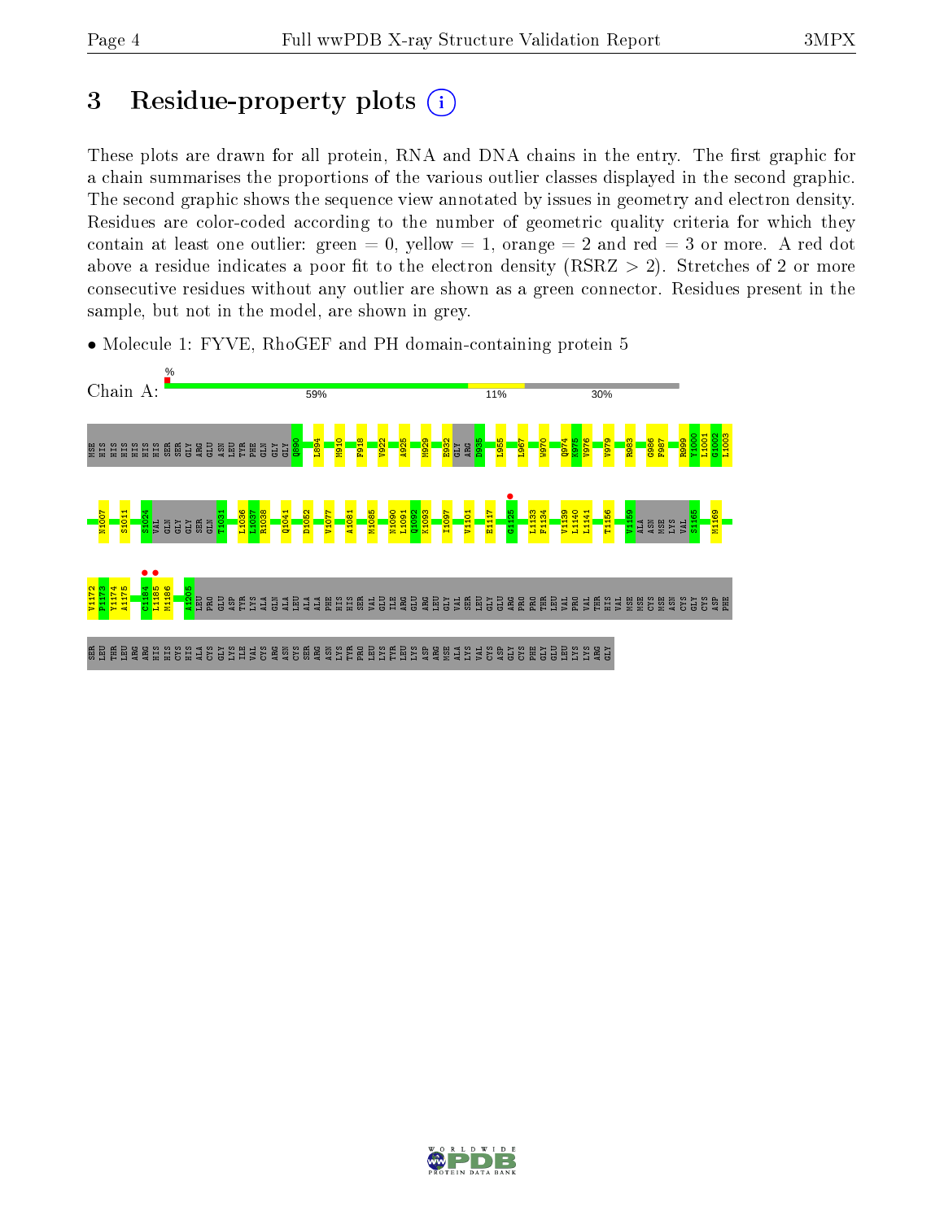# 3 Residue-property plots

These plots are drawn for all protein, RNA and DNA chains in the entry. The first graphic for a chain summarises the proportions of the various outlier classes displayed in the second graphic. The second graphic shows the sequence view annotated by issues in geometry and electron density. Residues are color-coded according to the number of geometric quality criteria for which they contain at least one outlier: green = 0, yellow = 1, orange = 2 and red = 3 or more. A red dot above a residue indicates a poor fit to the electron density (RSRZ > 2). Stretches of 2 or more consecutive residues without any outlier are shown as a green connector. Residues present in the sample, but not in the model, are shown in grey.

- Molecule 1: FYVE, RhoGEF and PH domain-containing protein 5

Chain A: 59% | 11% | 30%

MSE HIS HIS HIS HIS HIS HIS SER SER GLY ARG GLU ASN LEU TYR PHE GLN GLY GLY Q890 L894 M910 F918 V922 A925 M929 E932 GLY ARG D935 L955 L967 W970 Q974 K975 V976 V979 R983 G986 F987 R999 Y1000 L1001 G1002 L1003

N1007 S1011 S1024 VAL GLN GLY GLY SER GLN T1031 L1036 L1037 R1038 Q1041 D1052 V1077 A1081 M1085 N1090 L1091 Q1092 K1093 I1097 V1101 E1117 G1125 L1133 F1134 V1139 L1140 L1141 T1156 V1159 ALA ASN MSE LYS VAL S1165 M1169

V1172 P1173 Y1174 A1175 C1184 L1185 M1186 A1205 LEU PRO GLU ASP TYR LYS ALA GLN ALA LEU ALA ALA PHE HIS HIS SER VAL GLU ILE ARG GLU ARG LEU GLY VAL SER LEU GLY GLU ARG PRO PRO THR LEU VAL PRO VAL THR HIS VAL MSE MSE CYS MSE ASN CYS GLY CYS ASP PHE

SER LEU THR LEU ARG ARG HIS HIS CYS HIS ALA CYS GLY LYS ILE VAL CYS ARG ASN CYS SER ARG ASN LYS TYR PRO LEU LYS TYR LEU LYS ASP ARG MSE ALA LYS VAL CYS ASP GLY CYS PHE GLY GLU LEU LYS LYS ARG GLY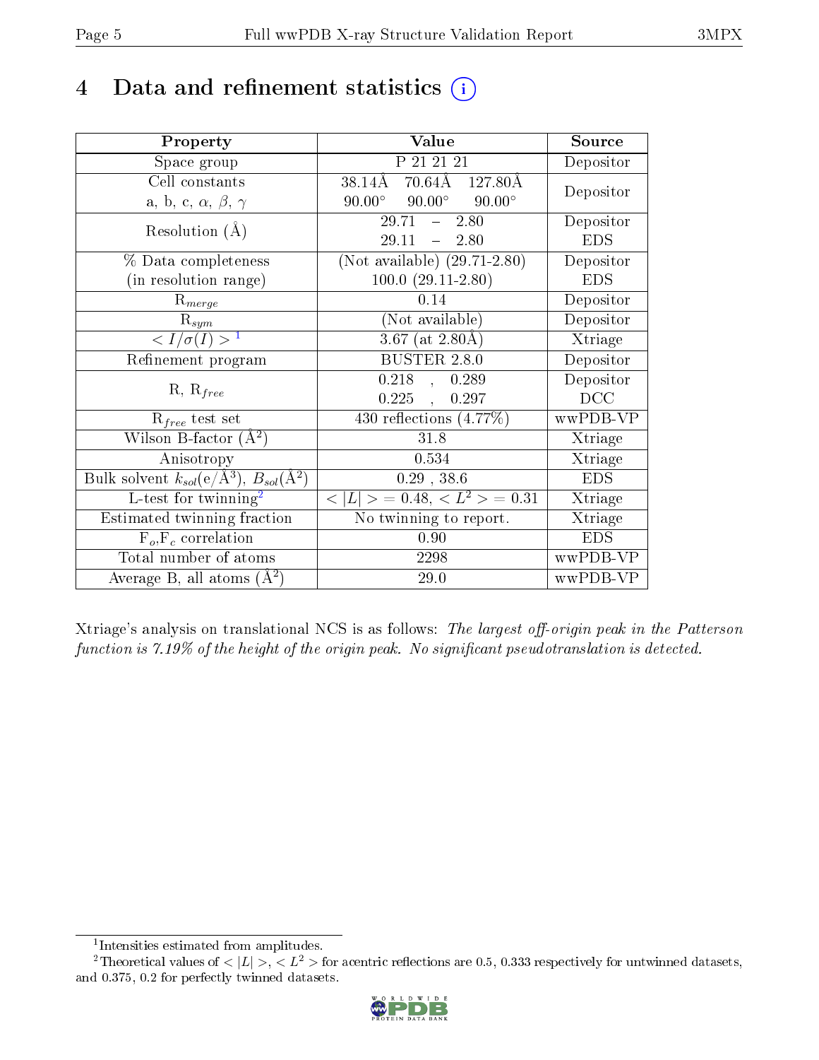# 4 Data and refinement statistics (i)

| Property | Value | Source |
|---|---|---|
| Space group | P 21 21 21 | Depositor |
| Cell constants<br>a, b, c, $\alpha$, $\beta$, $\gamma$ | 38.14Å 70.64Å 127.80Å<br>90.00° 90.00° 90.00° | Depositor |
| Resolution (Å) | 29.71 – 2.80<br>29.11 – 2.80 | Depositor<br>EDS |
| % Data completeness<br>(in resolution range) | (Not available) (29.71-2.80)<br>100.0 (29.11-2.80) | Depositor<br>EDS |
| $R_{merge}$ | 0.14 | Depositor |
| $R_{sym}$ | (Not available) | Depositor |
| $< I/\sigma(I) >$ [1] | 3.67 (at 2.80Å) | Xtriage |
| Refinement program | BUSTER 2.8.0 | Depositor |
| R, $R_{free}$ | 0.218 , 0.289<br>0.225 , 0.297 | Depositor<br>DCC |
| $R_{free}$ test set | 430 reflections (4.77%) | wwPDB-VP |
| Wilson B-factor (Å$^2$) | 31.8 | Xtriage |
| Anisotropy | 0.534 | Xtriage |
| Bulk solvent $k_{sol}$(e/Å$^3$), $B_{sol}$(Å$^2$) | 0.29 , 38.6 | EDS |
| L-test for twinning[2] | $< \|L\| >$ = 0.48, $< L^2 >$ = 0.31 | Xtriage |
| Estimated twinning fraction | No twinning to report. | Xtriage |
| $F_o$,$F_c$ correlation | 0.90 | EDS |
| Total number of atoms | 2298 | wwPDB-VP |
| Average B, all atoms (Å$^2$) | 29.0 | wwPDB-VP |

Xtriage's analysis on translational NCS is as follows: *The largest off-origin peak in the Patterson function is 7.19% of the height of the origin peak. No significant pseudotranslation is detected.*

[1] Intensities estimated from amplitudes.

[2] Theoretical values of $< |L| >$, $< L^2 >$ for acentric reflections are 0.5, 0.333 respectively for untwinned datasets, and 0.375, 0.2 for perfectly twinned datasets.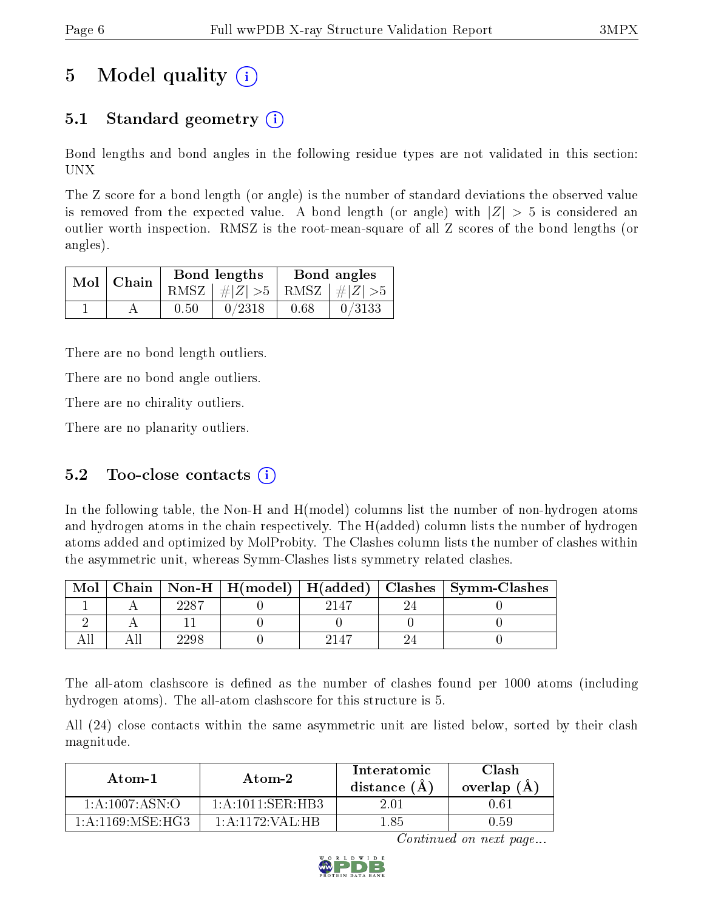# 5 Model quality

## 5.1 Standard geometry

Bond lengths and bond angles in the following residue types are not validated in this section: UNX

The Z score for a bond length (or angle) is the number of standard deviations the observed value is removed from the expected value. A bond length (or angle) with $|Z| > 5$ is considered an outlier worth inspection. RMSZ is the root-mean-square of all Z scores of the bond lengths (or angles).

| Mol | Chain | Bond lengths | | Bond angles | |
|---|---|---|---|---|---|
| | | RMSZ | #\|Z\| >5 | RMSZ | #\|Z\| >5 |
| 1 | A | 0.50 | 0/2318 | 0.68 | 0/3133 |

There are no bond length outliers.

There are no bond angle outliers.

There are no chirality outliers.

There are no planarity outliers.

## 5.2 Too-close contacts

In the following table, the Non-H and H(model) columns list the number of non-hydrogen atoms and hydrogen atoms in the chain respectively. The H(added) column lists the number of hydrogen atoms added and optimized by MolProbity. The Clashes column lists the number of clashes within the asymmetric unit, whereas Symm-Clashes lists symmetry related clashes.

| Mol | Chain | Non-H | H(model) | H(added) | Clashes | Symm-Clashes |
|---|---|---|---|---|---|---|
| 1 | A | 2287 | 0 | 2147 | 24 | 0 |
| 2 | A | 11 | 0 | 0 | 0 | 0 |
| All | All | 2298 | 0 | 2147 | 24 | 0 |

The all-atom clashscore is defined as the number of clashes found per 1000 atoms (including hydrogen atoms). The all-atom clashscore for this structure is 5.

All (24) close contacts within the same asymmetric unit are listed below, sorted by their clash magnitude.

| Atom-1 | Atom-2 | Interatomic distance (Å) | Clash overlap (Å) |
|---|---|---|---|
| 1:A:1007:ASN:O | 1:A:1011:SER:HB3 | 2.01 | 0.61 |
| 1:A:1169:MSE:HG3 | 1:A:1172:VAL:HB | 1.85 | 0.59 |

*Continued on next page...*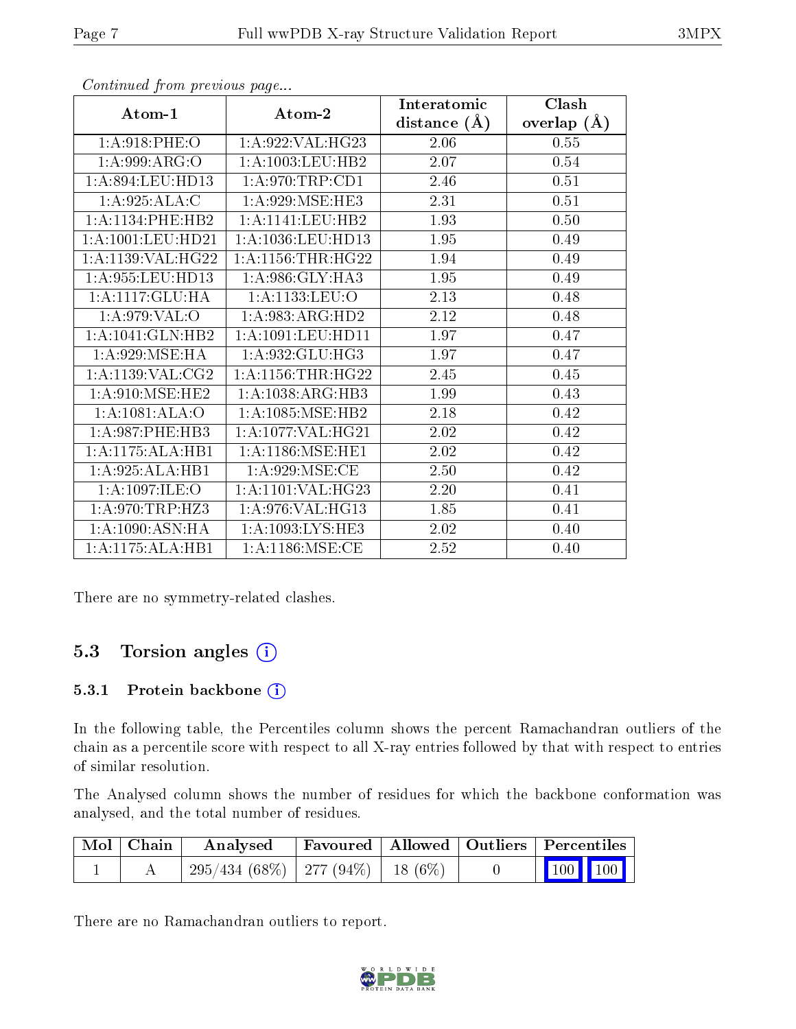*Continued from previous page...*

| Atom-1 | Atom-2 | Interatomic distance (Å) | Clash overlap (Å) |
|---|---|---|---|
| 1:A:918:PHE:O | 1:A:922:VAL:HG23 | 2.06 | 0.55 |
| 1:A:999:ARG:O | 1:A:1003:LEU:HB2 | 2.07 | 0.54 |
| 1:A:894:LEU:HD13 | 1:A:970:TRP:CD1 | 2.46 | 0.51 |
| 1:A:925:ALA:C | 1:A:929:MSE:HE3 | 2.31 | 0.51 |
| 1:A:1134:PHE:HB2 | 1:A:1141:LEU:HB2 | 1.93 | 0.50 |
| 1:A:1001:LEU:HD21 | 1:A:1036:LEU:HD13 | 1.95 | 0.49 |
| 1:A:1139:VAL:HG22 | 1:A:1156:THR:HG22 | 1.94 | 0.49 |
| 1:A:955:LEU:HD13 | 1:A:986:GLY:HA3 | 1.95 | 0.49 |
| 1:A:1117:GLU:HA | 1:A:1133:LEU:O | 2.13 | 0.48 |
| 1:A:979:VAL:O | 1:A:983:ARG:HD2 | 2.12 | 0.48 |
| 1:A:1041:GLN:HB2 | 1:A:1091:LEU:HD11 | 1.97 | 0.47 |
| 1:A:929:MSE:HA | 1:A:932:GLU:HG3 | 1.97 | 0.47 |
| 1:A:1139:VAL:CG2 | 1:A:1156:THR:HG22 | 2.45 | 0.45 |
| 1:A:910:MSE:HE2 | 1:A:1038:ARG:HB3 | 1.99 | 0.43 |
| 1:A:1081:ALA:O | 1:A:1085:MSE:HB2 | 2.18 | 0.42 |
| 1:A:987:PHE:HB3 | 1:A:1077:VAL:HG21 | 2.02 | 0.42 |
| 1:A:1175:ALA:HB1 | 1:A:1186:MSE:HE1 | 2.02 | 0.42 |
| 1:A:925:ALA:HB1 | 1:A:929:MSE:CE | 2.50 | 0.42 |
| 1:A:1097:ILE:O | 1:A:1101:VAL:HG23 | 2.20 | 0.41 |
| 1:A:970:TRP:HZ3 | 1:A:976:VAL:HG13 | 1.85 | 0.41 |
| 1:A:1090:ASN:HA | 1:A:1093:LYS:HE3 | 2.02 | 0.40 |
| 1:A:1175:ALA:HB1 | 1:A:1186:MSE:CE | 2.52 | 0.40 |

There are no symmetry-related clashes.

## 5.3 Torsion angles

### 5.3.1 Protein backbone

In the following table, the Percentiles column shows the percent Ramachandran outliers of the chain as a percentile score with respect to all X-ray entries followed by that with respect to entries of similar resolution.

The Analysed column shows the number of residues for which the backbone conformation was analysed, and the total number of residues.

| Mol | Chain | Analysed | Favoured | Allowed | Outliers | Percentiles | |
|---|---|---|---|---|---|---|---|
| 1 | A | 295/434 (68%) | 277 (94%) | 18 (6%) | 0 | 100 | 100 |

There are no Ramachandran outliers to report.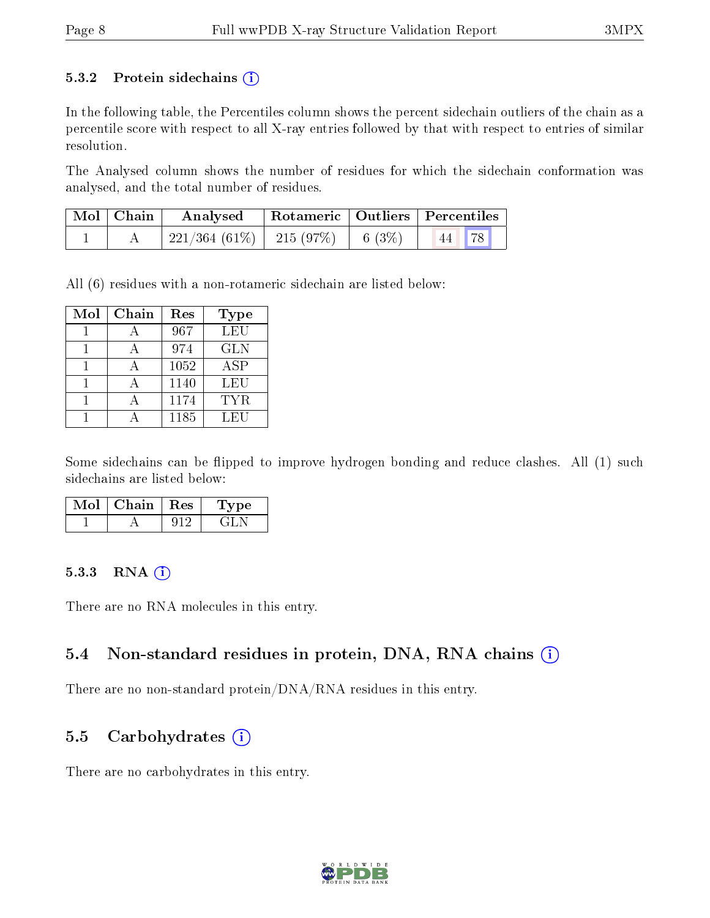### 5.3.2 Protein sidechains (i)

In the following table, the Percentiles column shows the percent sidechain outliers of the chain as a percentile score with respect to all X-ray entries followed by that with respect to entries of similar resolution.

The Analysed column shows the number of residues for which the sidechain conformation was analysed, and the total number of residues.

| Mol | Chain | Analysed | Rotameric | Outliers | Percentiles | |
|---|---|---|---|---|---|---|
| 1 | A | 221/364 (61%) | 215 (97%) | 6 (3%) | 44 | 78 |

All (6) residues with a non-rotameric sidechain are listed below:

| Mol | Chain | Res | Type |
|---|---|---|---|
| 1 | A | 967 | LEU |
| 1 | A | 974 | GLN |
| 1 | A | 1052 | ASP |
| 1 | A | 1140 | LEU |
| 1 | A | 1174 | TYR |
| 1 | A | 1185 | LEU |

Some sidechains can be flipped to improve hydrogen bonding and reduce clashes. All (1) such sidechains are listed below:

| Mol | Chain | Res | Type |
|---|---|---|---|
| 1 | A | 912 | GLN |

### 5.3.3 RNA (i)

There are no RNA molecules in this entry.

## 5.4 Non-standard residues in protein, DNA, RNA chains (i)

There are no non-standard protein/DNA/RNA residues in this entry.

## 5.5 Carbohydrates (i)

There are no carbohydrates in this entry.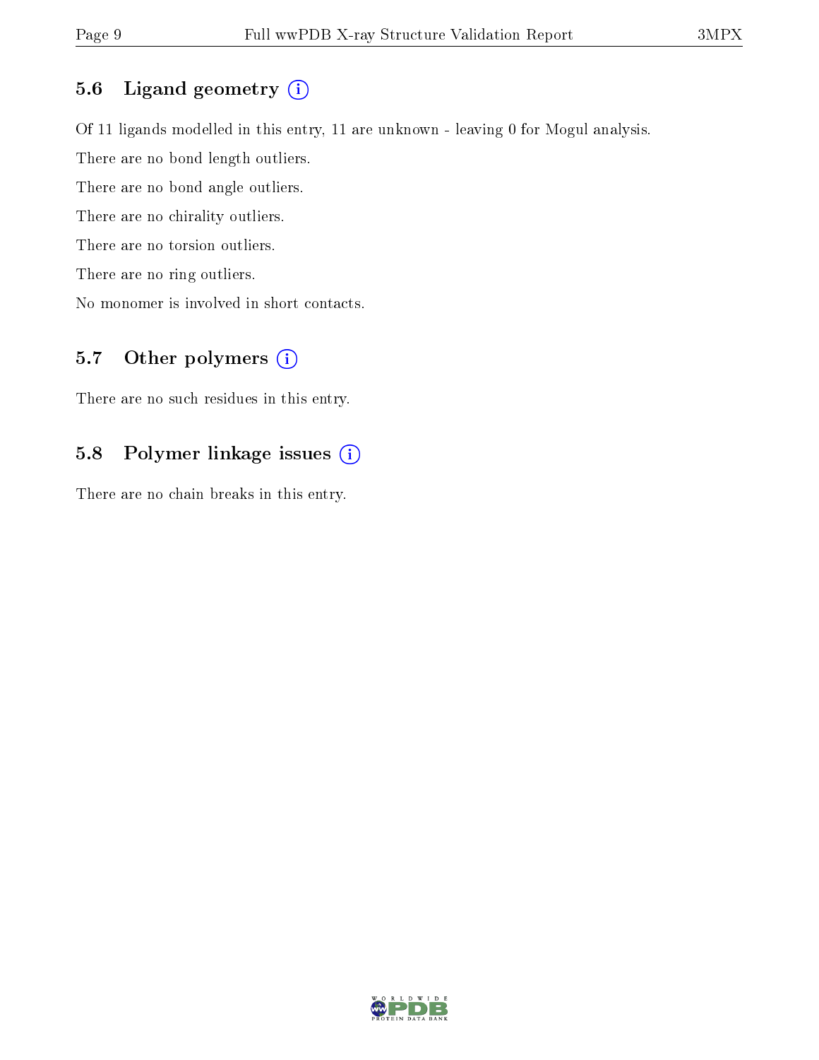### 5.6 Ligand geometry

Of 11 ligands modelled in this entry, 11 are unknown - leaving 0 for Mogul analysis.

There are no bond length outliers.

There are no bond angle outliers.

There are no chirality outliers.

There are no torsion outliers.

There are no ring outliers.

No monomer is involved in short contacts.

### 5.7 Other polymers

There are no such residues in this entry.

### 5.8 Polymer linkage issues

There are no chain breaks in this entry.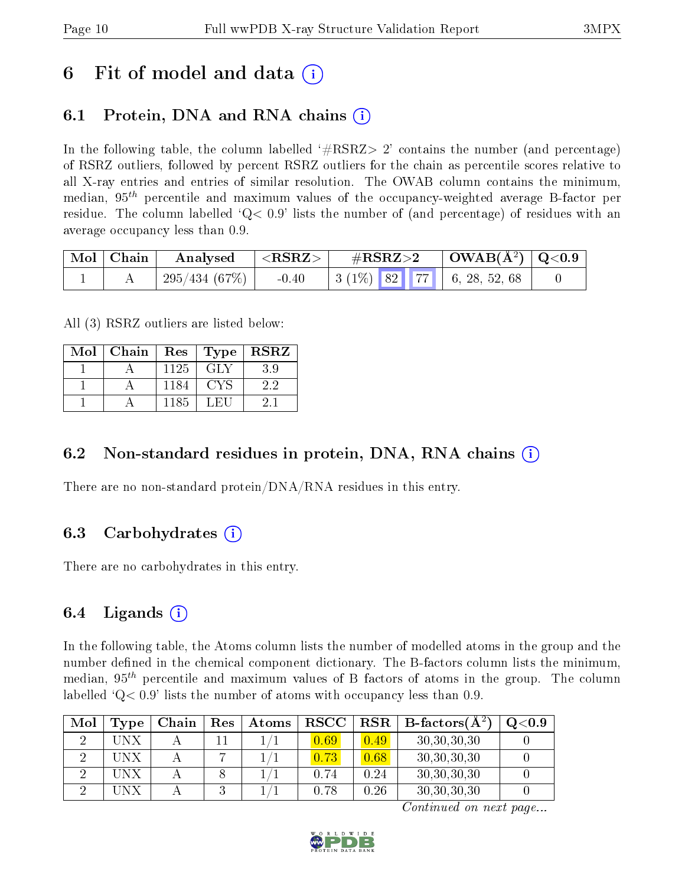# 6 Fit of model and data (i)

## 6.1 Protein, DNA and RNA chains (i)

In the following table, the column labelled '#RSRZ> 2' contains the number (and percentage) of RSRZ outliers, followed by percent RSRZ outliers for the chain as percentile scores relative to all X-ray entries and entries of similar resolution. The OWAB column contains the minimum, median, $95^{th}$ percentile and maximum values of the occupancy-weighted average B-factor per residue. The column labelled 'Q< 0.9' lists the number of (and percentage) of residues with an average occupancy less than 0.9.

| Mol | Chain | Analysed | <RSRZ> | #RSRZ>2 | | | OWAB(Å$^2$) | Q<0.9 |
|---|---|---|---|---|---|---|---|---|
| 1 | A | 295/434 (67%) | -0.40 | 3 (1%) | 82 | 77 | 6, 28, 52, 68 | 0 |

All (3) RSRZ outliers are listed below:

| Mol | Chain | Res | Type | RSRZ |
|---|---|---|---|---|
| 1 | A | 1125 | GLY | 3.9 |
| 1 | A | 1184 | CYS | 2.2 |
| 1 | A | 1185 | LEU | 2.1 |

## 6.2 Non-standard residues in protein, DNA, RNA chains (i)

There are no non-standard protein/DNA/RNA residues in this entry.

## 6.3 Carbohydrates (i)

There are no carbohydrates in this entry.

## 6.4 Ligands (i)

In the following table, the Atoms column lists the number of modelled atoms in the group and the number defined in the chemical component dictionary. The B-factors column lists the minimum, median, $95^{th}$ percentile and maximum values of B factors of atoms in the group. The column labelled 'Q< 0.9' lists the number of atoms with occupancy less than 0.9.

| Mol | Type | Chain | Res | Atoms | RSCC | RSR | B-factors(Å$^2$) | Q<0.9 |
|---|---|---|---|---|---|---|---|---|
| 2 | UNX | A | 11 | 1/1 | 0.69 | 0.49 | 30,30,30,30 | 0 |
| 2 | UNX | A | 7 | 1/1 | 0.73 | 0.68 | 30,30,30,30 | 0 |
| 2 | UNX | A | 8 | 1/1 | 0.74 | 0.24 | 30,30,30,30 | 0 |
| 2 | UNX | A | 3 | 1/1 | 0.78 | 0.26 | 30,30,30,30 | 0 |

*Continued on next page...*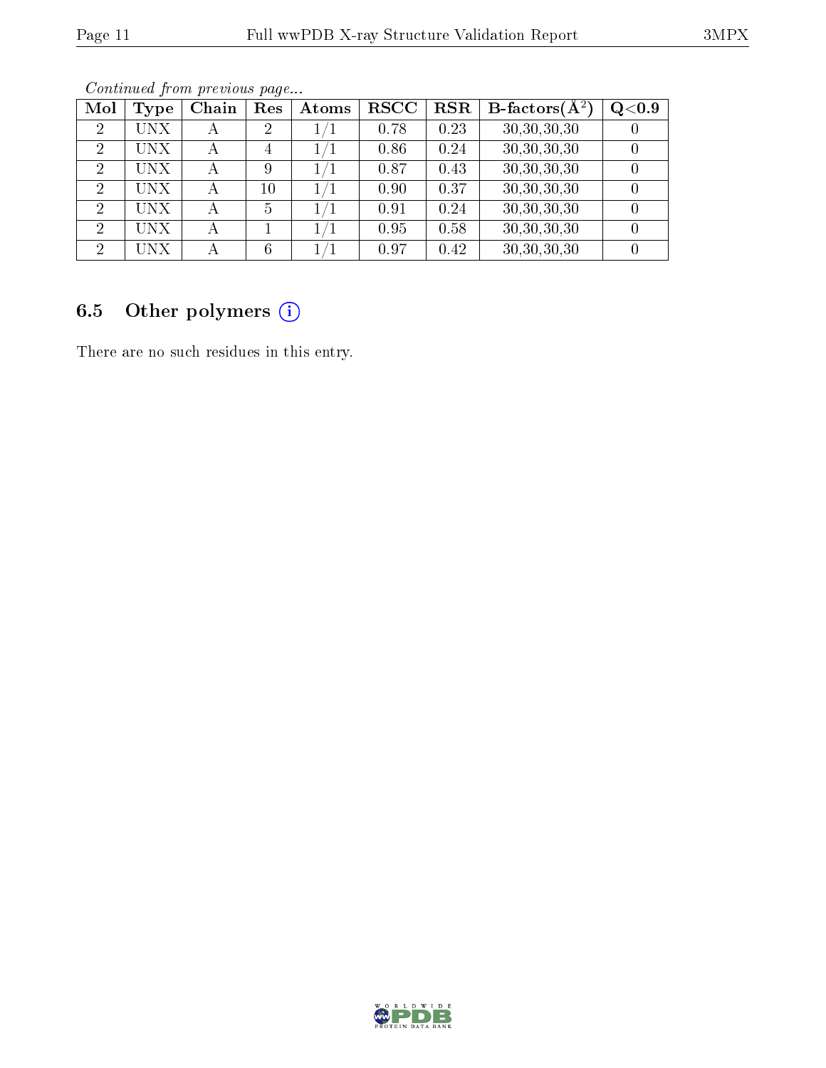*Continued from previous page...*

| Mol | Type | Chain | Res | Atoms | RSCC | RSR | B-factors($Å^2$) | Q<0.9 |
|---|---|---|---|---|---|---|---|---|
| 2 | UNX | A | 2 | 1/1 | 0.78 | 0.23 | 30,30,30,30 | 0 |
| 2 | UNX | A | 4 | 1/1 | 0.86 | 0.24 | 30,30,30,30 | 0 |
| 2 | UNX | A | 9 | 1/1 | 0.87 | 0.43 | 30,30,30,30 | 0 |
| 2 | UNX | A | 10 | 1/1 | 0.90 | 0.37 | 30,30,30,30 | 0 |
| 2 | UNX | A | 5 | 1/1 | 0.91 | 0.24 | 30,30,30,30 | 0 |
| 2 | UNX | A | 1 | 1/1 | 0.95 | 0.58 | 30,30,30,30 | 0 |
| 2 | UNX | A | 6 | 1/1 | 0.97 | 0.42 | 30,30,30,30 | 0 |

### 6.5 Other polymers

There are no such residues in this entry.